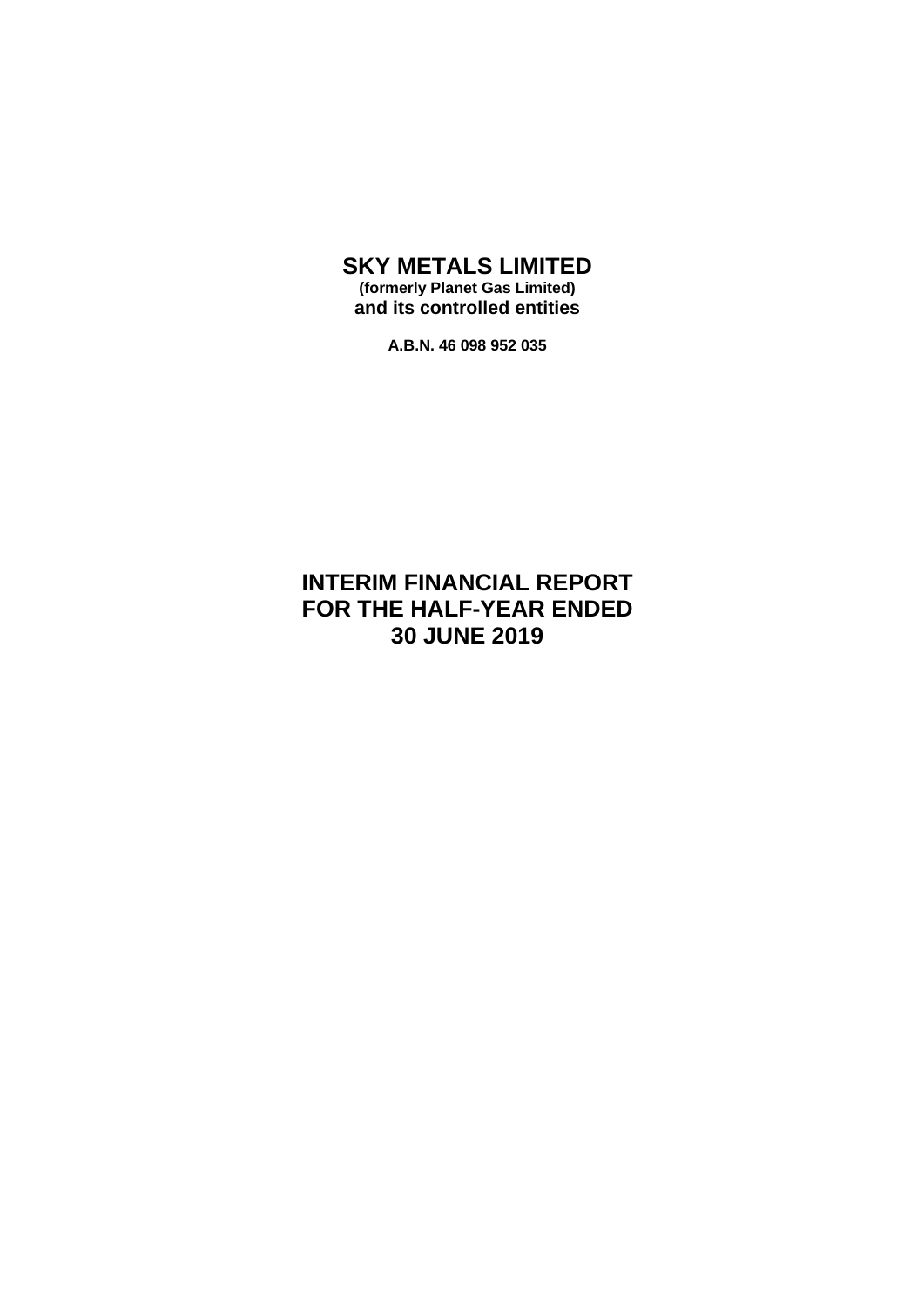# SKY METALS LIMITED

**(formerly Planet Gas Limited)**

**and its controlled entities**

**A.B.N. 46 098 952 035**

# INTERIM FINANCIAL REPORT FOR THE HALF-YEAR ENDED 30 JUNE 2019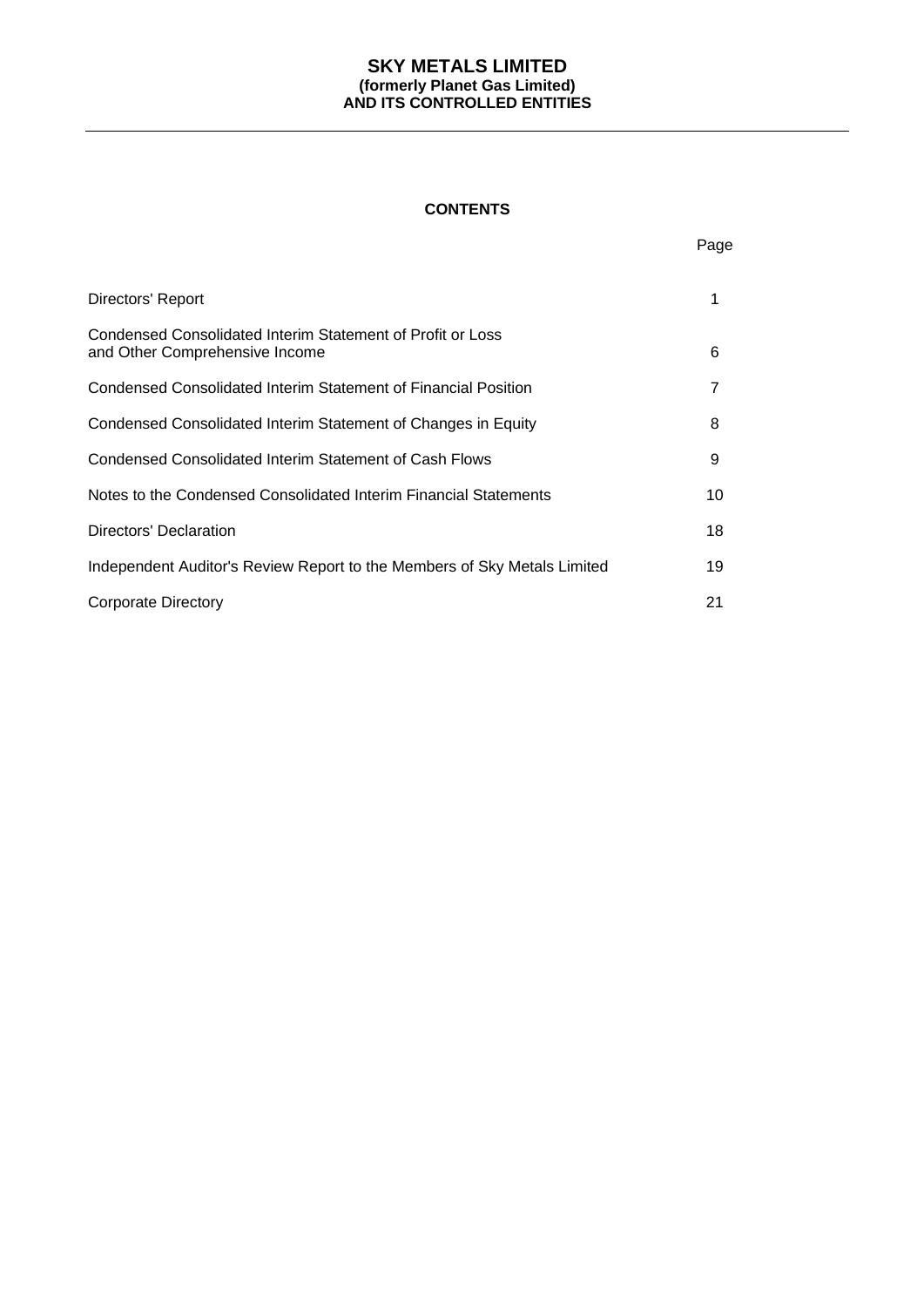# SKY METALS LIMITED
## (formerly Planet Gas Limited)
## AND ITS CONTROLLED ENTITIES

**CONTENTS**

| | Page |
|---|---|
| Directors' Report | 1 |
| Condensed Consolidated Interim Statement of Profit or Loss and Other Comprehensive Income | 6 |
| Condensed Consolidated Interim Statement of Financial Position | 7 |
| Condensed Consolidated Interim Statement of Changes in Equity | 8 |
| Condensed Consolidated Interim Statement of Cash Flows | 9 |
| Notes to the Condensed Consolidated Interim Financial Statements | 10 |
| Directors' Declaration | 18 |
| Independent Auditor's Review Report to the Members of Sky Metals Limited | 19 |
| Corporate Directory | 21 |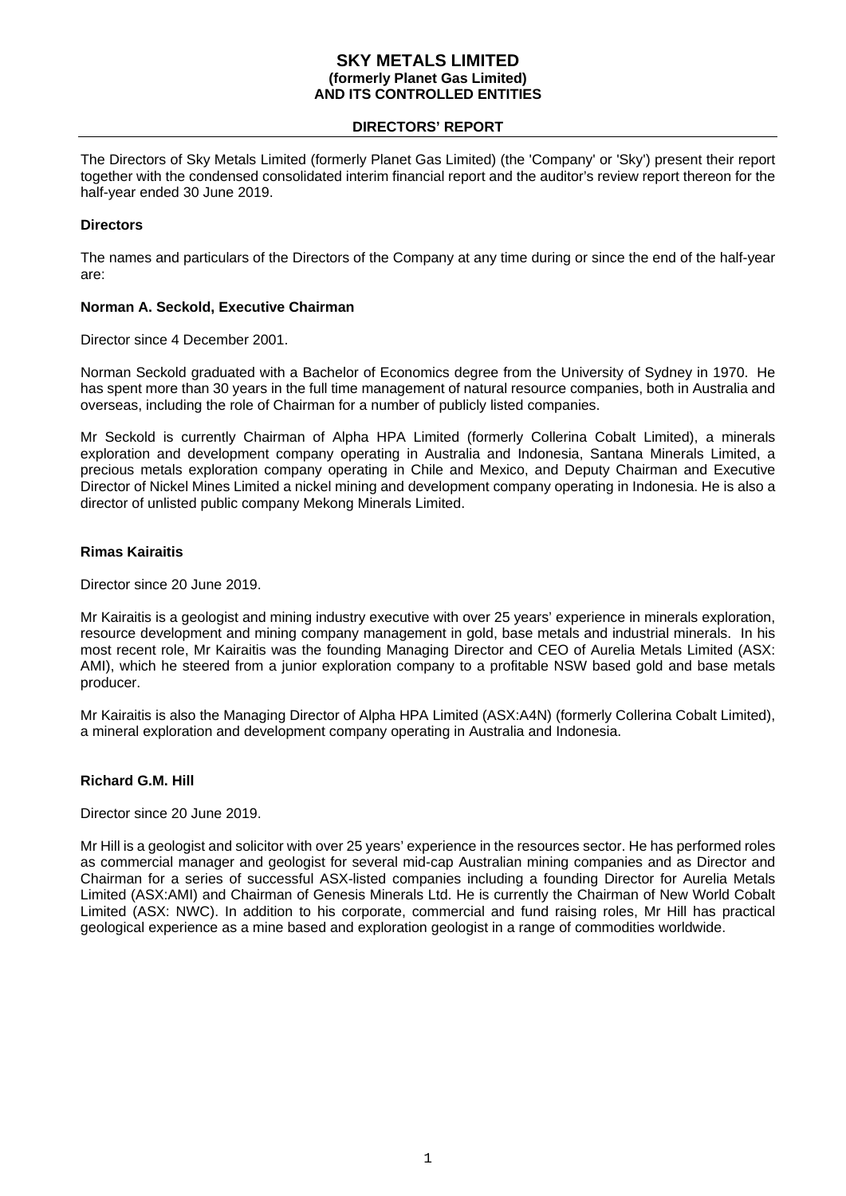## DIRECTORS' REPORT

The Directors of Sky Metals Limited (formerly Planet Gas Limited) (the 'Company' or 'Sky') present their report together with the condensed consolidated interim financial report and the auditor's review report thereon for the half-year ended 30 June 2019.

### Directors

The names and particulars of the Directors of the Company at any time during or since the end of the half-year are:

### Norman A. Seckold, Executive Chairman

Director since 4 December 2001.

Norman Seckold graduated with a Bachelor of Economics degree from the University of Sydney in 1970. He has spent more than 30 years in the full time management of natural resource companies, both in Australia and overseas, including the role of Chairman for a number of publicly listed companies.

Mr Seckold is currently Chairman of Alpha HPA Limited (formerly Collerina Cobalt Limited), a minerals exploration and development company operating in Australia and Indonesia, Santana Minerals Limited, a precious metals exploration company operating in Chile and Mexico, and Deputy Chairman and Executive Director of Nickel Mines Limited a nickel mining and development company operating in Indonesia. He is also a director of unlisted public company Mekong Minerals Limited.

### Rimas Kairaitis

Director since 20 June 2019.

Mr Kairaitis is a geologist and mining industry executive with over 25 years' experience in minerals exploration, resource development and mining company management in gold, base metals and industrial minerals. In his most recent role, Mr Kairaitis was the founding Managing Director and CEO of Aurelia Metals Limited (ASX: AMI), which he steered from a junior exploration company to a profitable NSW based gold and base metals producer.

Mr Kairaitis is also the Managing Director of Alpha HPA Limited (ASX:A4N) (formerly Collerina Cobalt Limited), a mineral exploration and development company operating in Australia and Indonesia.

### Richard G.M. Hill

Director since 20 June 2019.

Mr Hill is a geologist and solicitor with over 25 years' experience in the resources sector. He has performed roles as commercial manager and geologist for several mid-cap Australian mining companies and as Director and Chairman for a series of successful ASX-listed companies including a founding Director for Aurelia Metals Limited (ASX:AMI) and Chairman of Genesis Minerals Ltd. He is currently the Chairman of New World Cobalt Limited (ASX: NWC). In addition to his corporate, commercial and fund raising roles, Mr Hill has practical geological experience as a mine based and exploration geologist in a range of commodities worldwide.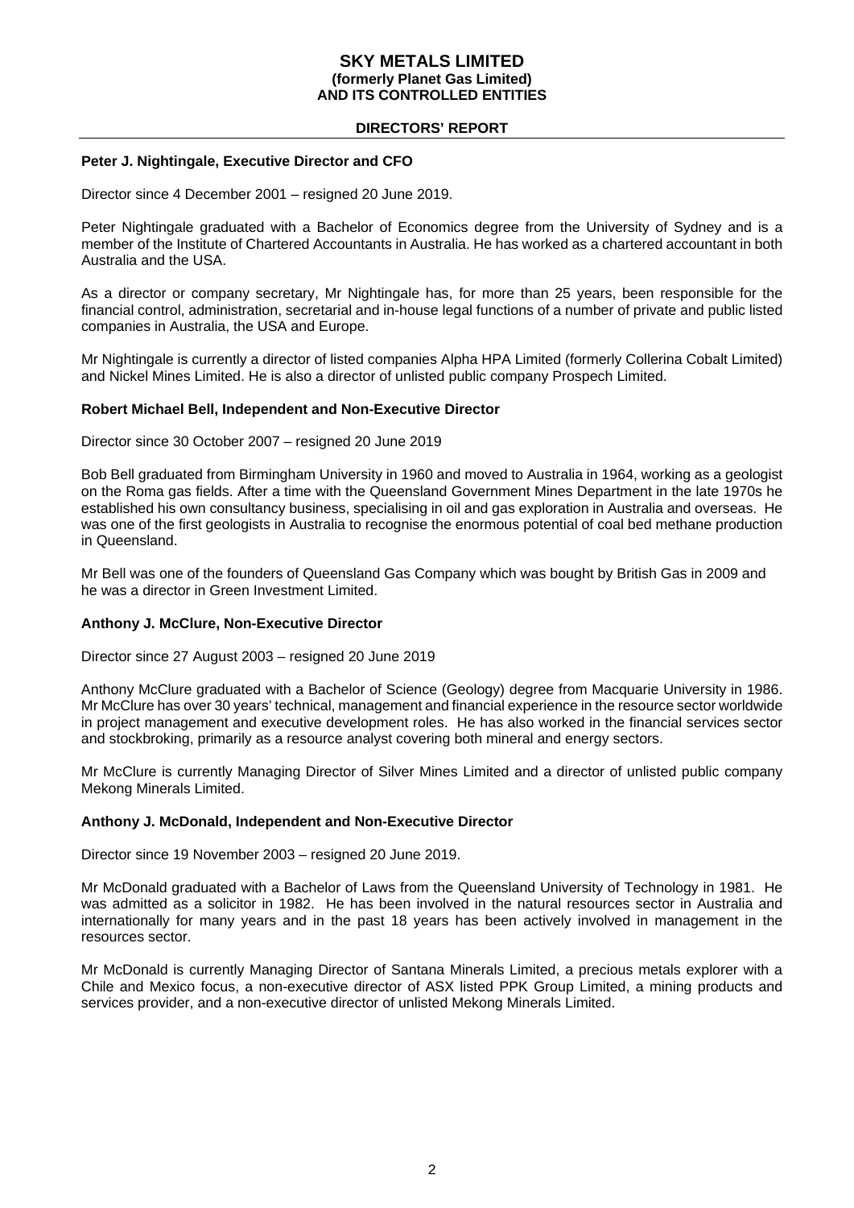## DIRECTORS' REPORT

**Peter J. Nightingale, Executive Director and CFO**

Director since 4 December 2001 – resigned 20 June 2019.

Peter Nightingale graduated with a Bachelor of Economics degree from the University of Sydney and is a member of the Institute of Chartered Accountants in Australia. He has worked as a chartered accountant in both Australia and the USA.

As a director or company secretary, Mr Nightingale has, for more than 25 years, been responsible for the financial control, administration, secretarial and in-house legal functions of a number of private and public listed companies in Australia, the USA and Europe.

Mr Nightingale is currently a director of listed companies Alpha HPA Limited (formerly Collerina Cobalt Limited) and Nickel Mines Limited. He is also a director of unlisted public company Prospech Limited.

**Robert Michael Bell, Independent and Non-Executive Director**

Director since 30 October 2007 – resigned 20 June 2019

Bob Bell graduated from Birmingham University in 1960 and moved to Australia in 1964, working as a geologist on the Roma gas fields. After a time with the Queensland Government Mines Department in the late 1970s he established his own consultancy business, specialising in oil and gas exploration in Australia and overseas. He was one of the first geologists in Australia to recognise the enormous potential of coal bed methane production in Queensland.

Mr Bell was one of the founders of Queensland Gas Company which was bought by British Gas in 2009 and he was a director in Green Investment Limited.

**Anthony J. McClure, Non-Executive Director**

Director since 27 August 2003 – resigned 20 June 2019

Anthony McClure graduated with a Bachelor of Science (Geology) degree from Macquarie University in 1986. Mr McClure has over 30 years' technical, management and financial experience in the resource sector worldwide in project management and executive development roles. He has also worked in the financial services sector and stockbroking, primarily as a resource analyst covering both mineral and energy sectors.

Mr McClure is currently Managing Director of Silver Mines Limited and a director of unlisted public company Mekong Minerals Limited.

**Anthony J. McDonald, Independent and Non-Executive Director**

Director since 19 November 2003 – resigned 20 June 2019.

Mr McDonald graduated with a Bachelor of Laws from the Queensland University of Technology in 1981. He was admitted as a solicitor in 1982. He has been involved in the natural resources sector in Australia and internationally for many years and in the past 18 years has been actively involved in management in the resources sector.

Mr McDonald is currently Managing Director of Santana Minerals Limited, a precious metals explorer with a Chile and Mexico focus, a non-executive director of ASX listed PPK Group Limited, a mining products and services provider, and a non-executive director of unlisted Mekong Minerals Limited.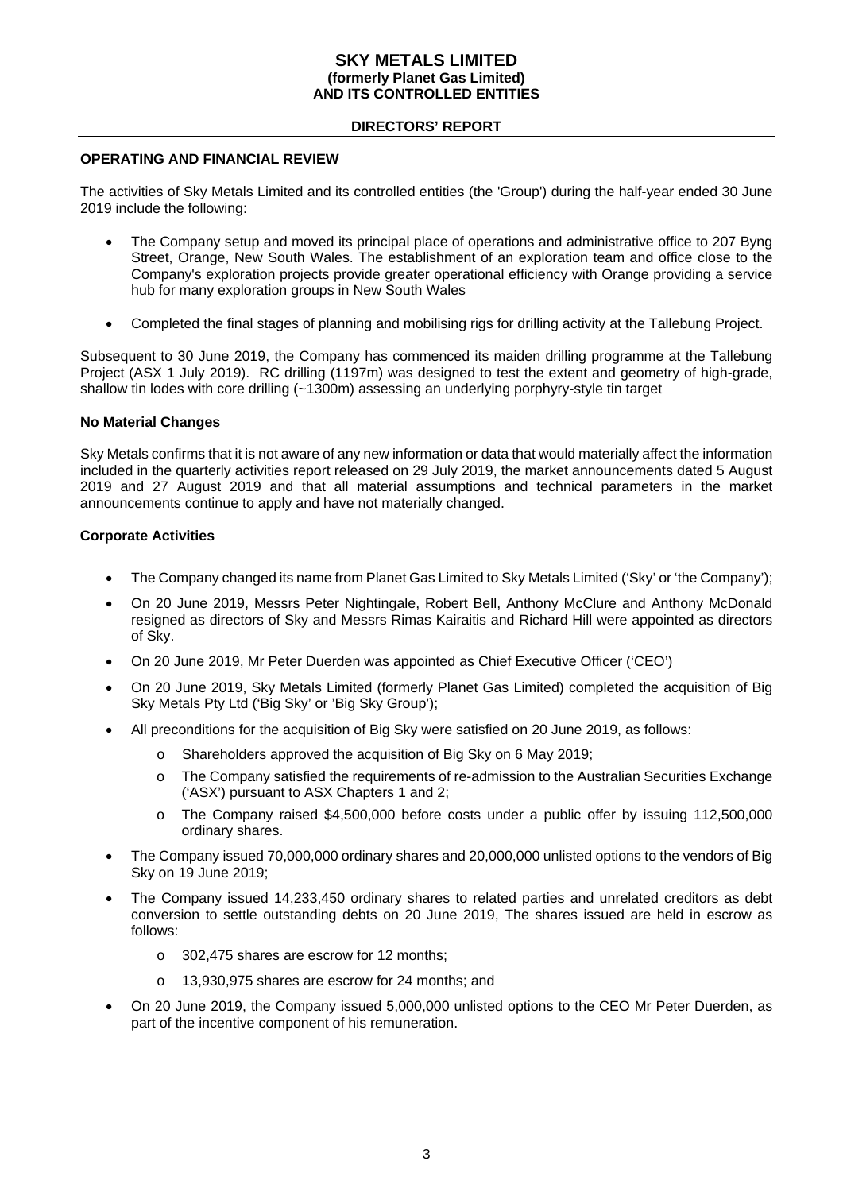## DIRECTORS' REPORT

### OPERATING AND FINANCIAL REVIEW

The activities of Sky Metals Limited and its controlled entities (the 'Group') during the half-year ended 30 June 2019 include the following:

- The Company setup and moved its principal place of operations and administrative office to 207 Byng Street, Orange, New South Wales. The establishment of an exploration team and office close to the Company's exploration projects provide greater operational efficiency with Orange providing a service hub for many exploration groups in New South Wales
- Completed the final stages of planning and mobilising rigs for drilling activity at the Tallebung Project.

Subsequent to 30 June 2019, the Company has commenced its maiden drilling programme at the Tallebung Project (ASX 1 July 2019). RC drilling (1197m) was designed to test the extent and geometry of high-grade, shallow tin lodes with core drilling (~1300m) assessing an underlying porphyry-style tin target

#### No Material Changes

Sky Metals confirms that it is not aware of any new information or data that would materially affect the information included in the quarterly activities report released on 29 July 2019, the market announcements dated 5 August 2019 and 27 August 2019 and that all material assumptions and technical parameters in the market announcements continue to apply and have not materially changed.

#### Corporate Activities

- The Company changed its name from Planet Gas Limited to Sky Metals Limited ('Sky' or 'the Company');
- On 20 June 2019, Messrs Peter Nightingale, Robert Bell, Anthony McClure and Anthony McDonald resigned as directors of Sky and Messrs Rimas Kairaitis and Richard Hill were appointed as directors of Sky.
- On 20 June 2019, Mr Peter Duerden was appointed as Chief Executive Officer ('CEO')
- On 20 June 2019, Sky Metals Limited (formerly Planet Gas Limited) completed the acquisition of Big Sky Metals Pty Ltd ('Big Sky' or 'Big Sky Group');
- All preconditions for the acquisition of Big Sky were satisfied on 20 June 2019, as follows:
  - Shareholders approved the acquisition of Big Sky on 6 May 2019;
  - The Company satisfied the requirements of re-admission to the Australian Securities Exchange ('ASX') pursuant to ASX Chapters 1 and 2;
  - The Company raised $4,500,000 before costs under a public offer by issuing 112,500,000 ordinary shares.
- The Company issued 70,000,000 ordinary shares and 20,000,000 unlisted options to the vendors of Big Sky on 19 June 2019;
- The Company issued 14,233,450 ordinary shares to related parties and unrelated creditors as debt conversion to settle outstanding debts on 20 June 2019, The shares issued are held in escrow as follows:
  - 302,475 shares are escrow for 12 months;
  - 13,930,975 shares are escrow for 24 months; and
- On 20 June 2019, the Company issued 5,000,000 unlisted options to the CEO Mr Peter Duerden, as part of the incentive component of his remuneration.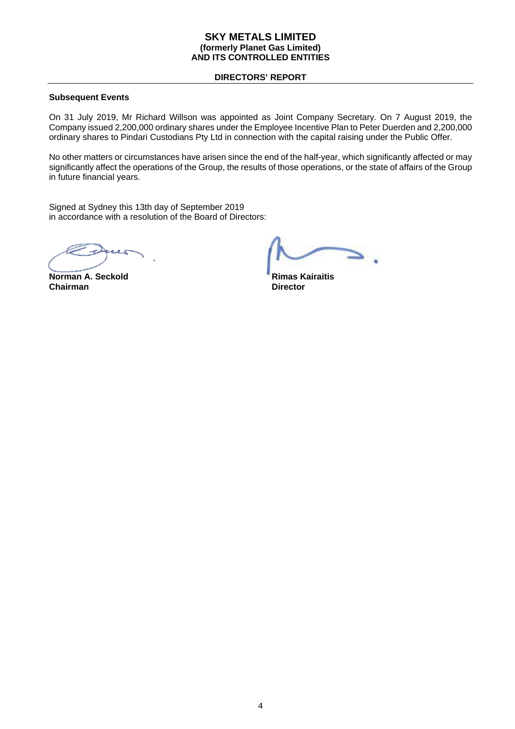# SKY METALS LIMITED
**(formerly Planet Gas Limited)**
**AND ITS CONTROLLED ENTITIES**

**DIRECTORS' REPORT**

**Subsequent Events**

On 31 July 2019, Mr Richard Willson was appointed as Joint Company Secretary. On 7 August 2019, the Company issued 2,200,000 ordinary shares under the Employee Incentive Plan to Peter Duerden and 2,200,000 ordinary shares to Pindari Custodians Pty Ltd in connection with the capital raising under the Public Offer.

No other matters or circumstances have arisen since the end of the half-year, which significantly affected or may significantly affect the operations of the Group, the results of those operations, or the state of affairs of the Group in future financial years.

Signed at Sydney this 13th day of September 2019
in accordance with a resolution of the Board of Directors:

**Norman A. Seckold**
**Chairman**

**Rimas Kairaitis**
**Director**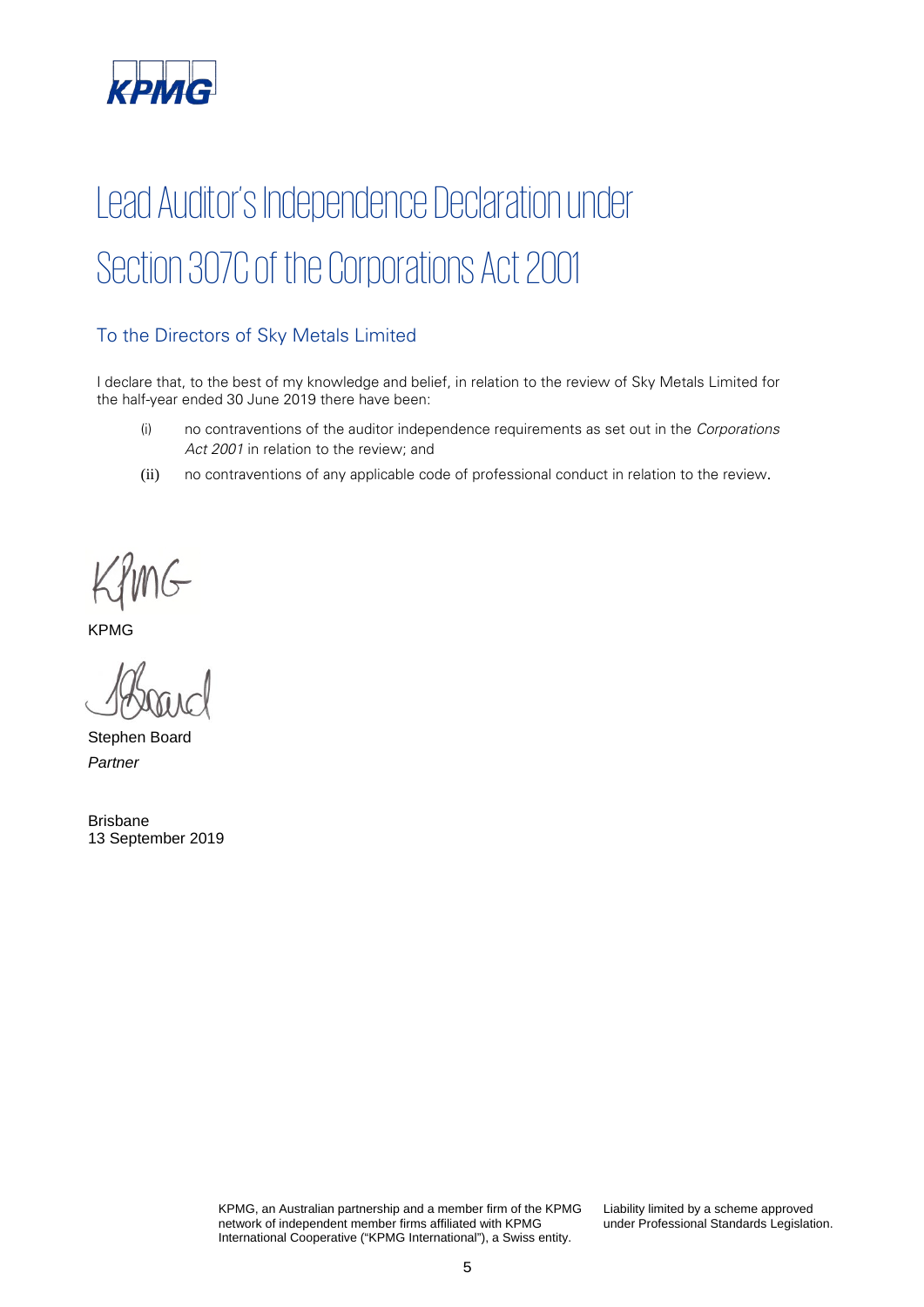KPMG

# Lead Auditor's Independence Declaration under Section 307C of the Corporations Act 2001

## To the Directors of Sky Metals Limited

I declare that, to the best of my knowledge and belief, in relation to the review of Sky Metals Limited for the half-year ended 30 June 2019 there have been:

(i) no contraventions of the auditor independence requirements as set out in the *Corporations Act 2001* in relation to the review; and

(ii) no contraventions of any applicable code of professional conduct in relation to the review.

KPMG

Stephen Board
*Partner*

Brisbane
13 September 2019

KPMG, an Australian partnership and a member firm of the KPMG network of independent member firms affiliated with KPMG International Cooperative ("KPMG International"), a Swiss entity.

Liability limited by a scheme approved under Professional Standards Legislation.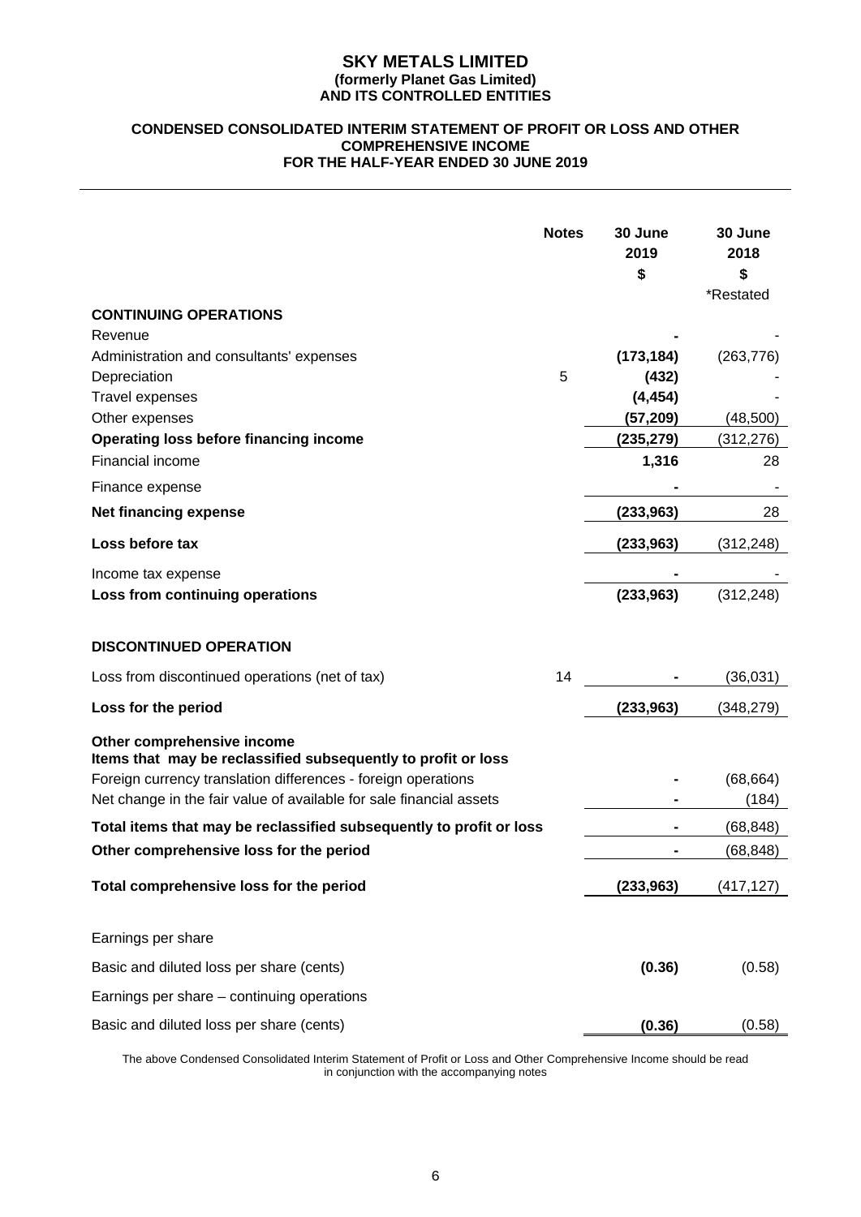# SKY METALS LIMITED
**(formerly Planet Gas Limited)**
**AND ITS CONTROLLED ENTITIES**

## CONDENSED CONSOLIDATED INTERIM STATEMENT OF PROFIT OR LOSS AND OTHER COMPREHENSIVE INCOME FOR THE HALF-YEAR ENDED 30 JUNE 2019

| | Notes | 30 June 2019 $ | 30 June 2018 $ *Restated |
|---|---|---|---|
| **CONTINUING OPERATIONS** | | | |
| Revenue | | **-** | - |
| Administration and consultants' expenses | | **(173,184)** | (263,776) |
| Depreciation | 5 | **(432)** | - |
| Travel expenses | | **(4,454)** | - |
| Other expenses | | **(57,209)** | (48,500) |
| **Operating loss before financing income** | | **(235,279)** | (312,276) |
| Financial income | | **1,316** | 28 |
| Finance expense | | **-** | - |
| **Net financing expense** | | **(233,963)** | 28 |
| **Loss before tax** | | **(233,963)** | (312,248) |
| Income tax expense | | **-** | - |
| **Loss from continuing operations** | | **(233,963)** | (312,248) |
| **DISCONTINUED OPERATION** | | | |
| Loss from discontinued operations (net of tax) | 14 | **-** | (36,031) |
| **Loss for the period** | | **(233,963)** | (348,279) |
| **Other comprehensive income** | | | |
| **Items that may be reclassified subsequently to profit or loss** | | | |
| Foreign currency translation differences - foreign operations | | **-** | (68,664) |
| Net change in the fair value of available for sale financial assets | | **-** | (184) |
| **Total items that may be reclassified subsequently to profit or loss** | | **-** | (68,848) |
| **Other comprehensive loss for the period** | | **-** | (68,848) |
| **Total comprehensive loss for the period** | | **(233,963)** | (417,127) |
| Earnings per share | | | |
| Basic and diluted loss per share (cents) | | **(0.36)** | (0.58) |
| Earnings per share – continuing operations | | | |
| Basic and diluted loss per share (cents) | | **(0.36)** | (0.58) |

The above Condensed Consolidated Interim Statement of Profit or Loss and Other Comprehensive Income should be read in conjunction with the accompanying notes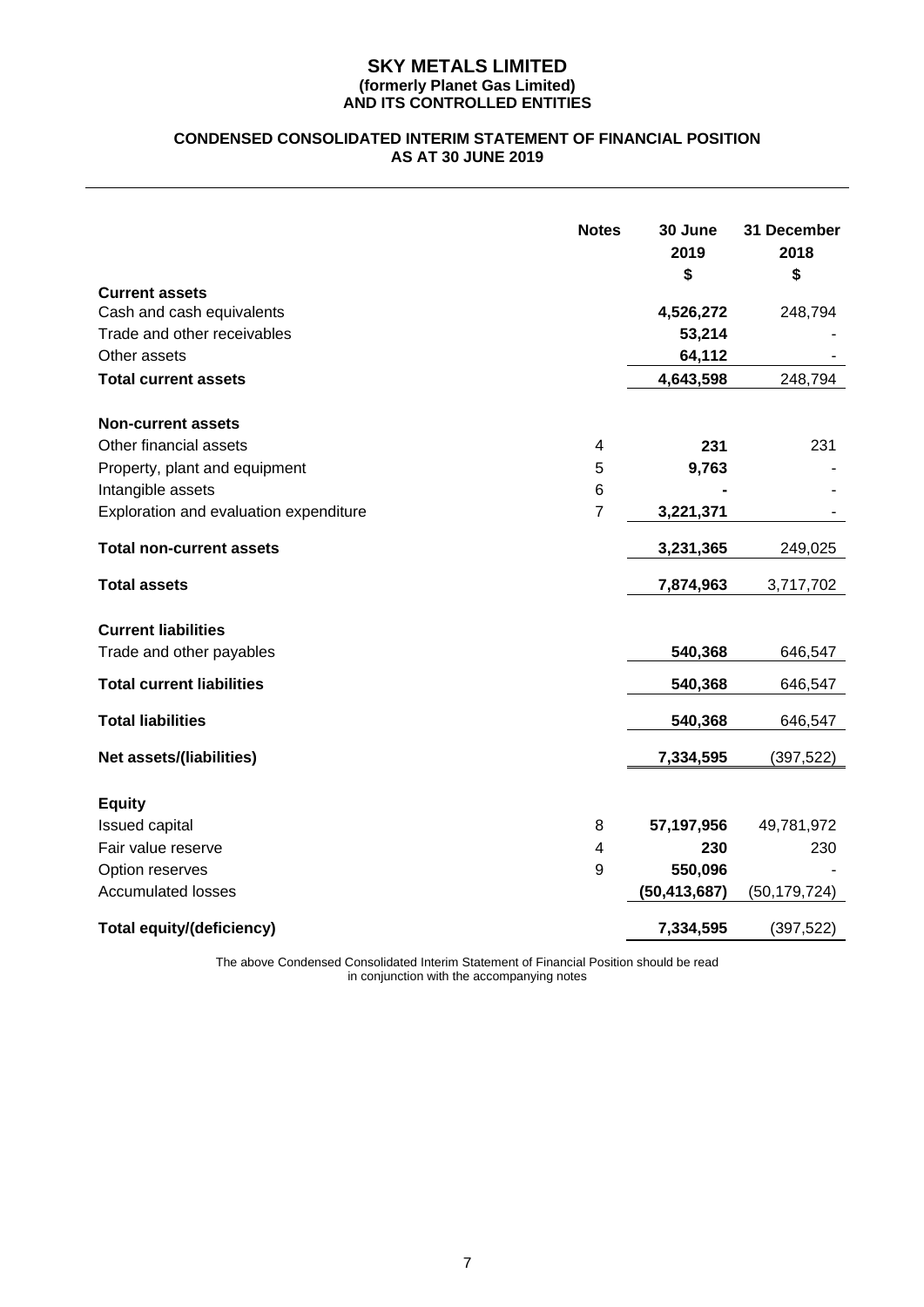# SKY METALS LIMITED
**(formerly Planet Gas Limited)**
**AND ITS CONTROLLED ENTITIES**

## CONDENSED CONSOLIDATED INTERIM STATEMENT OF FINANCIAL POSITION AS AT 30 JUNE 2019

| | Notes | 30 June 2019 $ | 31 December 2018 $ |
|---|---|---|---|
| **Current assets** | | | |
| Cash and cash equivalents | | **4,526,272** | 248,794 |
| Trade and other receivables | | **53,214** | - |
| Other assets | | **64,112** | - |
| **Total current assets** | | **4,643,598** | 248,794 |
| **Non-current assets** | | | |
| Other financial assets | 4 | **231** | 231 |
| Property, plant and equipment | 5 | **9,763** | - |
| Intangible assets | 6 | **-** | - |
| Exploration and evaluation expenditure | 7 | **3,221,371** | - |
| **Total non-current assets** | | **3,231,365** | 249,025 |
| **Total assets** | | **7,874,963** | 3,717,702 |
| **Current liabilities** | | | |
| Trade and other payables | | **540,368** | 646,547 |
| **Total current liabilities** | | **540,368** | 646,547 |
| **Total liabilities** | | **540,368** | 646,547 |
| **Net assets/(liabilities)** | | **7,334,595** | (397,522) |
| **Equity** | | | |
| Issued capital | 8 | **57,197,956** | 49,781,972 |
| Fair value reserve | 4 | **230** | 230 |
| Option reserves | 9 | **550,096** | - |
| Accumulated losses | | **(50,413,687)** | (50,179,724) |
| **Total equity/(deficiency)** | | **7,334,595** | (397,522) |

The above Condensed Consolidated Interim Statement of Financial Position should be read in conjunction with the accompanying notes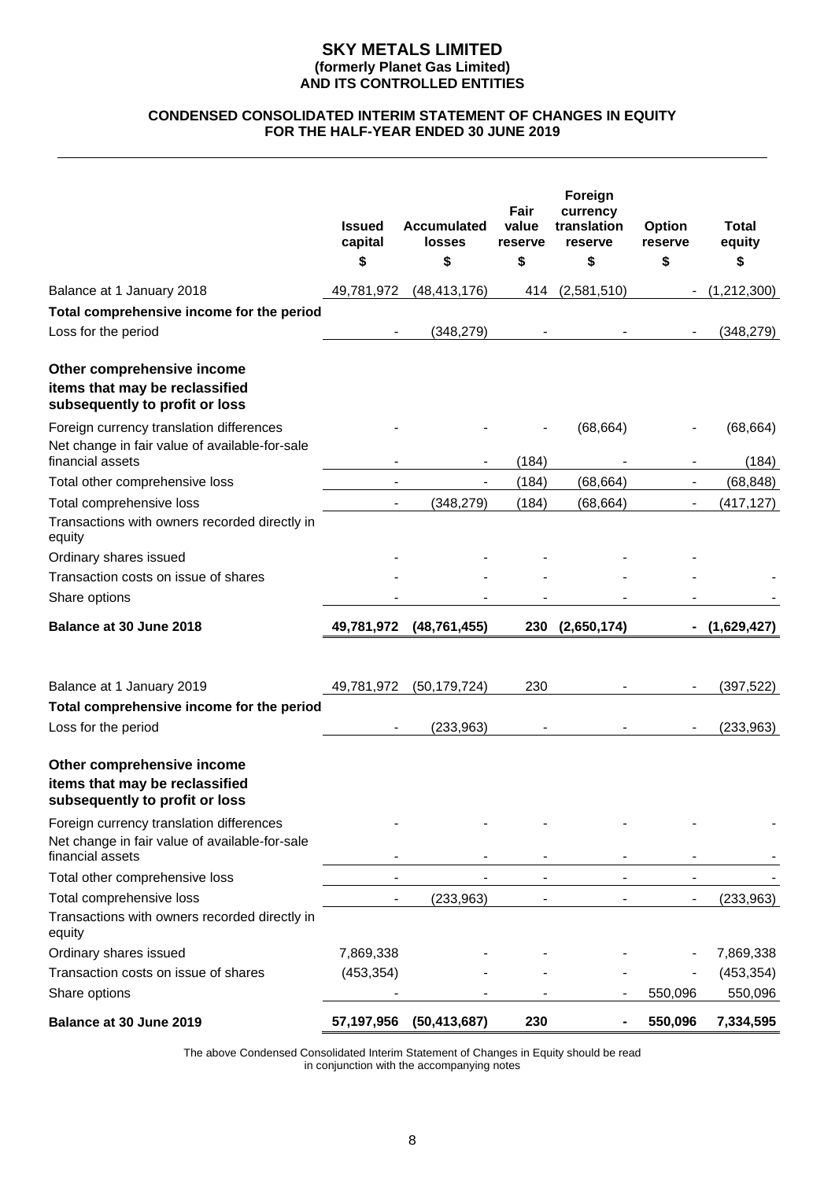# SKY METALS LIMITED
**(formerly Planet Gas Limited)**
**AND ITS CONTROLLED ENTITIES**

## CONDENSED CONSOLIDATED INTERIM STATEMENT OF CHANGES IN EQUITY FOR THE HALF-YEAR ENDED 30 JUNE 2019

| | Issued capital | Accumulated losses | Fair value reserve | Foreign currency translation reserve | Option reserve | Total equity |
|---|---|---|---|---|---|---|
| | $ | $ | $ | $ | $ | $ |
| Balance at 1 January 2018 | 49,781,972 | (48,413,176) | 414 | (2,581,510) | - | (1,212,300) |
| **Total comprehensive income for the period** | | | | | | |
| Loss for the period | - | (348,279) | - | - | - | (348,279) |
| **Other comprehensive income items that may be reclassified subsequently to profit or loss** | | | | | | |
| Foreign currency translation differences | - | - | - | (68,664) | - | (68,664) |
| Net change in fair value of available-for-sale financial assets | - | - | (184) | - | - | (184) |
| Total other comprehensive loss | - | - | (184) | (68,664) | - | (68,848) |
| Total comprehensive loss | - | (348,279) | (184) | (68,664) | - | (417,127) |
| Transactions with owners recorded directly in equity | | | | | | |
| Ordinary shares issued | - | - | - | - | - | |
| Transaction costs on issue of shares | - | - | - | - | - | - |
| Share options | - | - | - | - | - | - |
| **Balance at 30 June 2018** | **49,781,972** | **(48,761,455)** | **230** | **(2,650,174)** | **-** | **(1,629,427)** |
| | | | | | | |
| Balance at 1 January 2019 | 49,781,972 | (50,179,724) | 230 | - | - | (397,522) |
| **Total comprehensive income for the period** | | | | | | |
| Loss for the period | - | (233,963) | - | - | - | (233,963) |
| **Other comprehensive income items that may be reclassified subsequently to profit or loss** | | | | | | |
| Foreign currency translation differences | - | - | - | - | - | - |
| Net change in fair value of available-for-sale financial assets | - | - | - | - | - | - |
| Total other comprehensive loss | - | - | - | - | - | - |
| Total comprehensive loss | - | (233,963) | - | - | - | (233,963) |
| Transactions with owners recorded directly in equity | | | | | | |
| Ordinary shares issued | 7,869,338 | - | - | - | - | 7,869,338 |
| Transaction costs on issue of shares | (453,354) | - | - | - | - | (453,354) |
| Share options | - | - | - | - | 550,096 | 550,096 |
| **Balance at 30 June 2019** | **57,197,956** | **(50,413,687)** | **230** | **-** | **550,096** | **7,334,595** |

The above Condensed Consolidated Interim Statement of Changes in Equity should be read in conjunction with the accompanying notes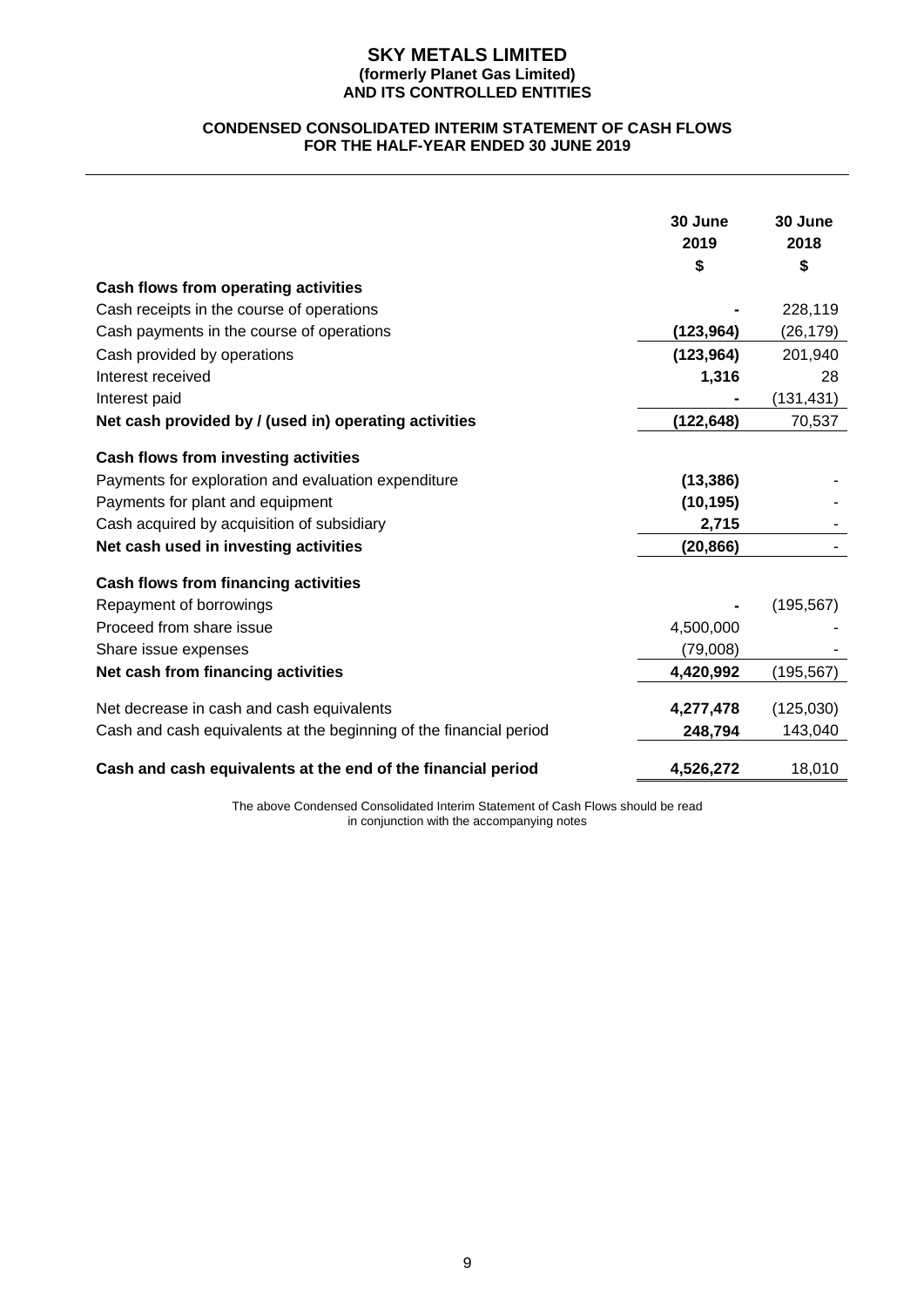# SKY METALS LIMITED
**(formerly Planet Gas Limited)**
**AND ITS CONTROLLED ENTITIES**

## CONDENSED CONSOLIDATED INTERIM STATEMENT OF CASH FLOWS
## FOR THE HALF-YEAR ENDED 30 JUNE 2019

| | 30 June 2019 $ | 30 June 2018 $ |
|---|---|---|
| **Cash flows from operating activities** | | |
| Cash receipts in the course of operations | - | 228,119 |
| Cash payments in the course of operations | (123,964) | (26,179) |
| Cash provided by operations | (123,964) | 201,940 |
| Interest received | 1,316 | 28 |
| Interest paid | - | (131,431) |
| **Net cash provided by / (used in) operating activities** | (122,648) | 70,537 |
| **Cash flows from investing activities** | | |
| Payments for exploration and evaluation expenditure | (13,386) | - |
| Payments for plant and equipment | (10,195) | - |
| Cash acquired by acquisition of subsidiary | 2,715 | - |
| **Net cash used in investing activities** | (20,866) | - |
| **Cash flows from financing activities** | | |
| Repayment of borrowings | - | (195,567) |
| Proceed from share issue | 4,500,000 | - |
| Share issue expenses | (79,008) | - |
| **Net cash from financing activities** | 4,420,992 | (195,567) |
| Net decrease in cash and cash equivalents | 4,277,478 | (125,030) |
| Cash and cash equivalents at the beginning of the financial period | 248,794 | 143,040 |
| **Cash and cash equivalents at the end of the financial period** | 4,526,272 | 18,010 |

The above Condensed Consolidated Interim Statement of Cash Flows should be read in conjunction with the accompanying notes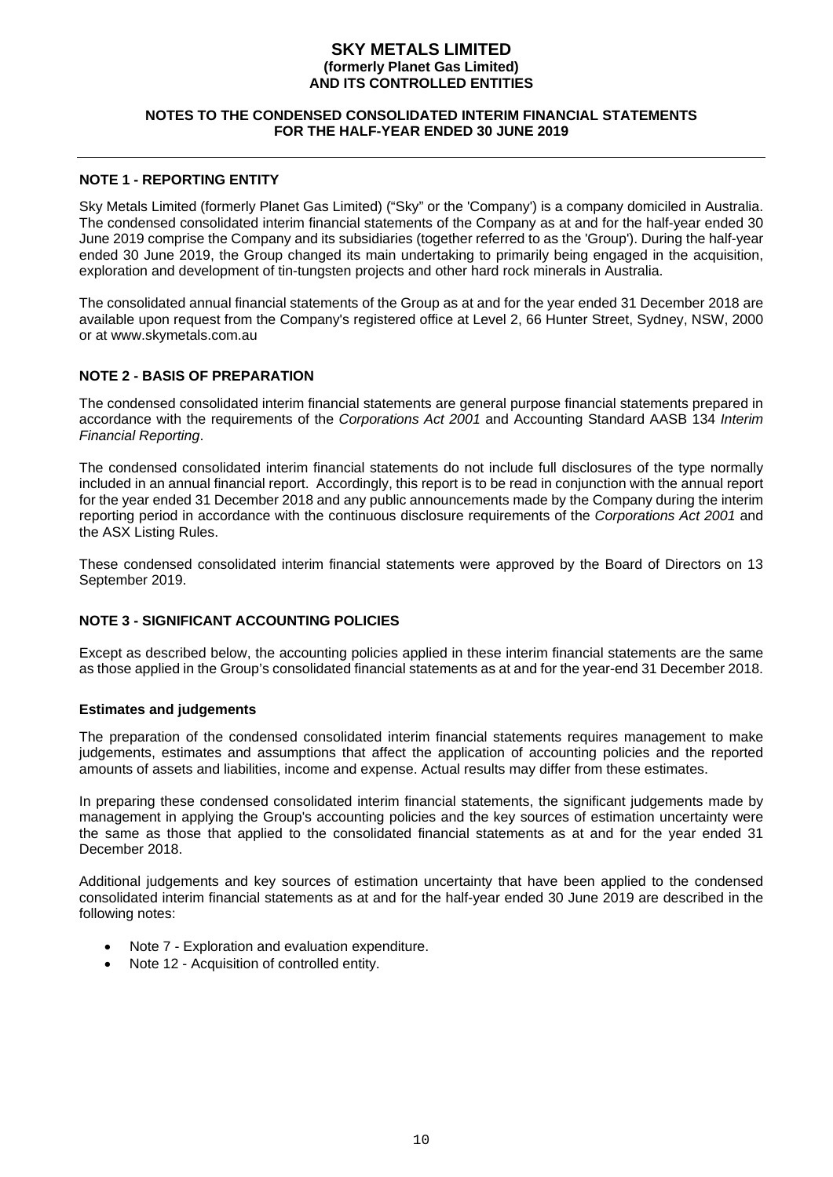# SKY METALS LIMITED
**(formerly Planet Gas Limited)**
**AND ITS CONTROLLED ENTITIES**

**NOTES TO THE CONDENSED CONSOLIDATED INTERIM FINANCIAL STATEMENTS FOR THE HALF-YEAR ENDED 30 JUNE 2019**

## NOTE 1 - REPORTING ENTITY

Sky Metals Limited (formerly Planet Gas Limited) ("Sky" or the 'Company') is a company domiciled in Australia. The condensed consolidated interim financial statements of the Company as at and for the half-year ended 30 June 2019 comprise the Company and its subsidiaries (together referred to as the 'Group'). During the half-year ended 30 June 2019, the Group changed its main undertaking to primarily being engaged in the acquisition, exploration and development of tin-tungsten projects and other hard rock minerals in Australia.

The consolidated annual financial statements of the Group as at and for the year ended 31 December 2018 are available upon request from the Company's registered office at Level 2, 66 Hunter Street, Sydney, NSW, 2000 or at www.skymetals.com.au

## NOTE 2 - BASIS OF PREPARATION

The condensed consolidated interim financial statements are general purpose financial statements prepared in accordance with the requirements of the *Corporations Act 2001* and Accounting Standard AASB 134 *Interim Financial Reporting*.

The condensed consolidated interim financial statements do not include full disclosures of the type normally included in an annual financial report. Accordingly, this report is to be read in conjunction with the annual report for the year ended 31 December 2018 and any public announcements made by the Company during the interim reporting period in accordance with the continuous disclosure requirements of the *Corporations Act 2001* and the ASX Listing Rules.

These condensed consolidated interim financial statements were approved by the Board of Directors on 13 September 2019.

## NOTE 3 - SIGNIFICANT ACCOUNTING POLICIES

Except as described below, the accounting policies applied in these interim financial statements are the same as those applied in the Group's consolidated financial statements as at and for the year-end 31 December 2018.

### Estimates and judgements

The preparation of the condensed consolidated interim financial statements requires management to make judgements, estimates and assumptions that affect the application of accounting policies and the reported amounts of assets and liabilities, income and expense. Actual results may differ from these estimates.

In preparing these condensed consolidated interim financial statements, the significant judgements made by management in applying the Group's accounting policies and the key sources of estimation uncertainty were the same as those that applied to the consolidated financial statements as at and for the year ended 31 December 2018.

Additional judgements and key sources of estimation uncertainty that have been applied to the condensed consolidated interim financial statements as at and for the half-year ended 30 June 2019 are described in the following notes:

- Note 7 - Exploration and evaluation expenditure.
- Note 12 - Acquisition of controlled entity.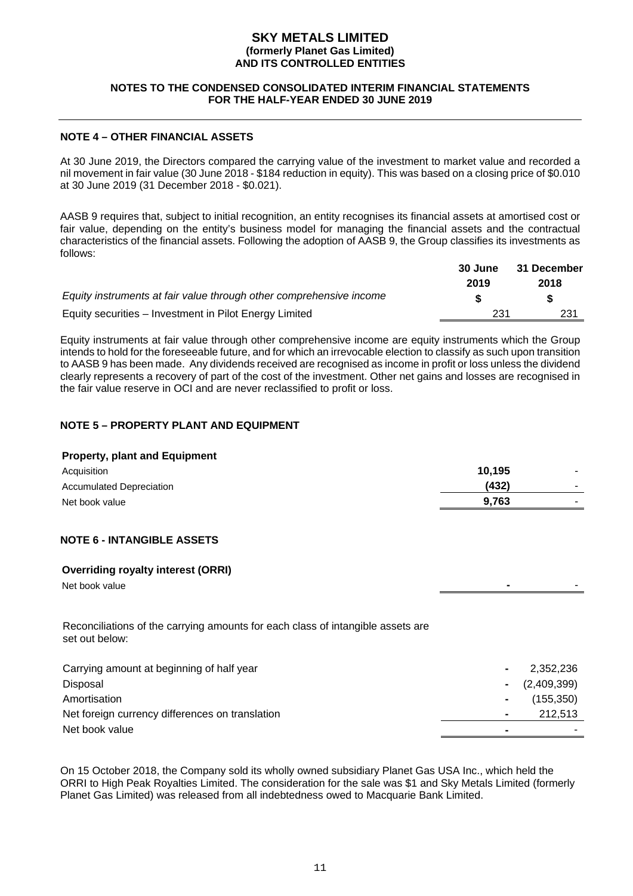**SKY METALS LIMITED**
**(formerly Planet Gas Limited)**
**AND ITS CONTROLLED ENTITIES**

**NOTES TO THE CONDENSED CONSOLIDATED INTERIM FINANCIAL STATEMENTS FOR THE HALF-YEAR ENDED 30 JUNE 2019**

## NOTE 4 – OTHER FINANCIAL ASSETS

At 30 June 2019, the Directors compared the carrying value of the investment to market value and recorded a nil movement in fair value (30 June 2018 - $184 reduction in equity). This was based on a closing price of $0.010 at 30 June 2019 (31 December 2018 - $0.021).

AASB 9 requires that, subject to initial recognition, an entity recognises its financial assets at amortised cost or fair value, depending on the entity's business model for managing the financial assets and the contractual characteristics of the financial assets. Following the adoption of AASB 9, the Group classifies its investments as follows:

| | 30 June 2019 | 31 December 2018 |
|---|---|---|
| *Equity instruments at fair value through other comprehensive income* | **$** | **$** |
| Equity securities – Investment in Pilot Energy Limited | 231 | 231 |

Equity instruments at fair value through other comprehensive income are equity instruments which the Group intends to hold for the foreseeable future, and for which an irrevocable election to classify as such upon transition to AASB 9 has been made. Any dividends received are recognised as income in profit or loss unless the dividend clearly represents a recovery of part of the cost of the investment. Other net gains and losses are recognised in the fair value reserve in OCI and are never reclassified to profit or loss.

## NOTE 5 – PROPERTY PLANT AND EQUIPMENT

| **Property, plant and Equipment** | | |
|---|---|---|
| Acquisition | **10,195** | - |
| Accumulated Depreciation | **(432)** | - |
| Net book value | **9,763** | - |

## NOTE 6 - INTANGIBLE ASSETS

| **Overriding royalty interest (ORRI)** | | |
|---|---|---|
| Net book value | **-** | - |

Reconciliations of the carrying amounts for each class of intangible assets are set out below:

| | | |
|---|---|---|
| Carrying amount at beginning of half year | **-** | 2,352,236 |
| Disposal | **-** | (2,409,399) |
| Amortisation | **-** | (155,350) |
| Net foreign currency differences on translation | **-** | 212,513 |
| Net book value | **-** | - |

On 15 October 2018, the Company sold its wholly owned subsidiary Planet Gas USA Inc., which held the ORRI to High Peak Royalties Limited. The consideration for the sale was $1 and Sky Metals Limited (formerly Planet Gas Limited) was released from all indebtedness owed to Macquarie Bank Limited.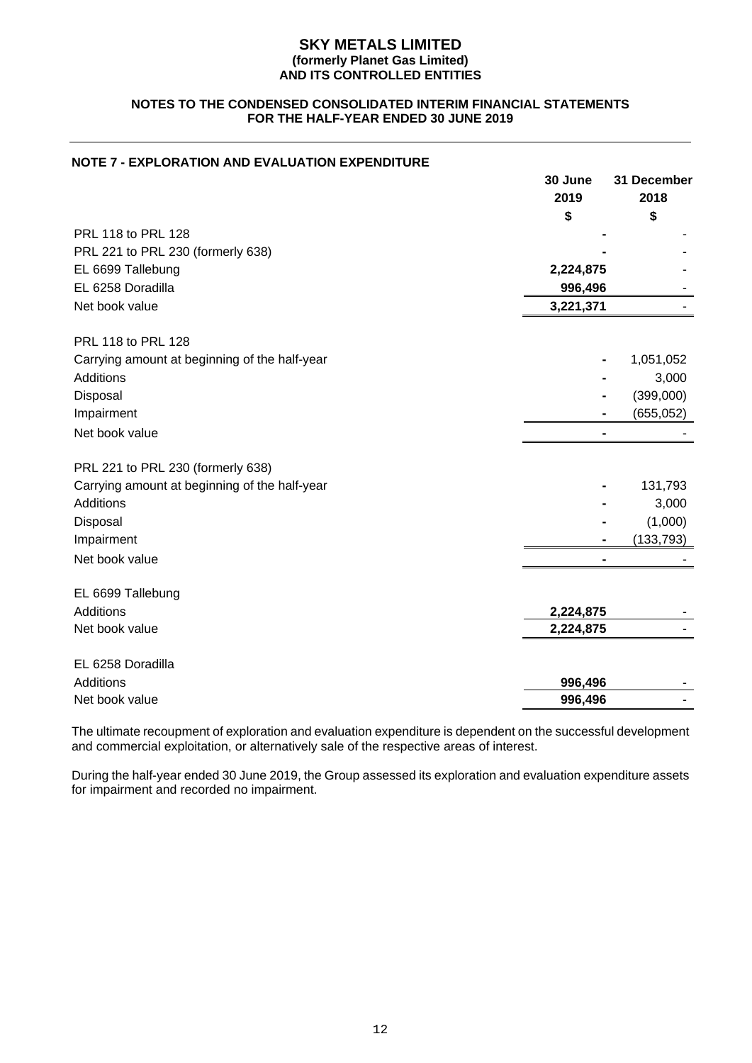# SKY METALS LIMITED
**(formerly Planet Gas Limited)**
**AND ITS CONTROLLED ENTITIES**

**NOTES TO THE CONDENSED CONSOLIDATED INTERIM FINANCIAL STATEMENTS**
**FOR THE HALF-YEAR ENDED 30 JUNE 2019**

## NOTE 7 - EXPLORATION AND EVALUATION EXPENDITURE

| | 30 June 2019 $ | 31 December 2018 $ |
|---|---|---|
| PRL 118 to PRL 128 | - | - |
| PRL 221 to PRL 230 (formerly 638) | - | - |
| EL 6699 Tallebung | 2,224,875 | - |
| EL 6258 Doradilla | 996,496 | - |
| Net book value | 3,221,371 | - |
| | | |
| PRL 118 to PRL 128 | | |
| Carrying amount at beginning of the half-year | - | 1,051,052 |
| Additions | - | 3,000 |
| Disposal | - | (399,000) |
| Impairment | - | (655,052) |
| Net book value | - | - |
| | | |
| PRL 221 to PRL 230 (formerly 638) | | |
| Carrying amount at beginning of the half-year | - | 131,793 |
| Additions | - | 3,000 |
| Disposal | - | (1,000) |
| Impairment | - | (133,793) |
| Net book value | - | - |
| | | |
| EL 6699 Tallebung | | |
| Additions | 2,224,875 | - |
| Net book value | 2,224,875 | - |
| | | |
| EL 6258 Doradilla | | |
| Additions | 996,496 | - |
| Net book value | 996,496 | - |

The ultimate recoupment of exploration and evaluation expenditure is dependent on the successful development and commercial exploitation, or alternatively sale of the respective areas of interest.

During the half-year ended 30 June 2019, the Group assessed its exploration and evaluation expenditure assets for impairment and recorded no impairment.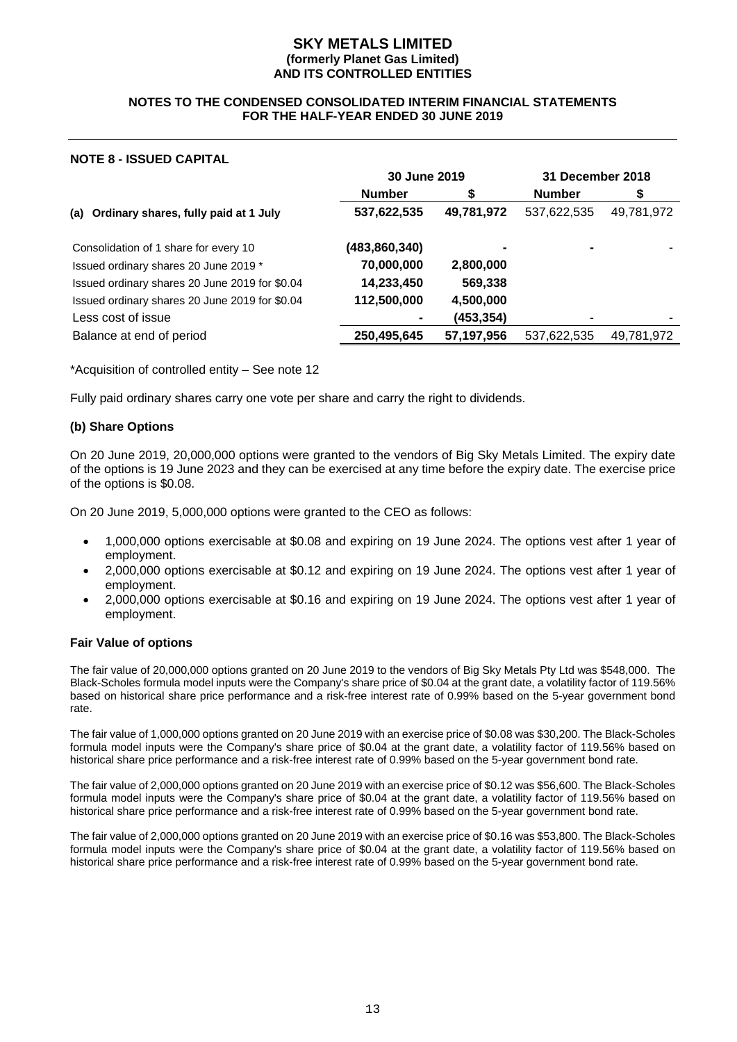# SKY METALS LIMITED
**(formerly Planet Gas Limited)**
**AND ITS CONTROLLED ENTITIES**

**NOTES TO THE CONDENSED CONSOLIDATED INTERIM FINANCIAL STATEMENTS FOR THE HALF-YEAR ENDED 30 JUNE 2019**

## NOTE 8 - ISSUED CAPITAL

| | 30 June 2019 | | 31 December 2018 | |
|---|---|---|---|---|
| | **Number** | **$** | **Number** | **$** |
| **(a) Ordinary shares, fully paid at 1 July** | **537,622,535** | **49,781,972** | 537,622,535 | 49,781,972 |
| Consolidation of 1 share for every 10 | **(483,860,340)** | **-** | **-** | - |
| Issued ordinary shares 20 June 2019 * | **70,000,000** | **2,800,000** | | |
| Issued ordinary shares 20 June 2019 for $0.04 | **14,233,450** | **569,338** | | |
| Issued ordinary shares 20 June 2019 for $0.04 | **112,500,000** | **4,500,000** | | |
| Less cost of issue | **-** | **(453,354)** | - | - |
| Balance at end of period | **250,495,645** | **57,197,956** | 537,622,535 | 49,781,972 |

*Acquisition of controlled entity – See note 12

Fully paid ordinary shares carry one vote per share and carry the right to dividends.

### (b) Share Options

On 20 June 2019, 20,000,000 options were granted to the vendors of Big Sky Metals Limited. The expiry date of the options is 19 June 2023 and they can be exercised at any time before the expiry date. The exercise price of the options is $0.08.

On 20 June 2019, 5,000,000 options were granted to the CEO as follows:

- 1,000,000 options exercisable at $0.08 and expiring on 19 June 2024. The options vest after 1 year of employment.
- 2,000,000 options exercisable at $0.12 and expiring on 19 June 2024. The options vest after 1 year of employment.
- 2,000,000 options exercisable at $0.16 and expiring on 19 June 2024. The options vest after 1 year of employment.

### Fair Value of options

The fair value of 20,000,000 options granted on 20 June 2019 to the vendors of Big Sky Metals Pty Ltd was $548,000. The Black-Scholes formula model inputs were the Company's share price of $0.04 at the grant date, a volatility factor of 119.56% based on historical share price performance and a risk-free interest rate of 0.99% based on the 5-year government bond rate.

The fair value of 1,000,000 options granted on 20 June 2019 with an exercise price of $0.08 was $30,200. The Black-Scholes formula model inputs were the Company's share price of $0.04 at the grant date, a volatility factor of 119.56% based on historical share price performance and a risk-free interest rate of 0.99% based on the 5-year government bond rate.

The fair value of 2,000,000 options granted on 20 June 2019 with an exercise price of $0.12 was $56,600. The Black-Scholes formula model inputs were the Company's share price of $0.04 at the grant date, a volatility factor of 119.56% based on historical share price performance and a risk-free interest rate of 0.99% based on the 5-year government bond rate.

The fair value of 2,000,000 options granted on 20 June 2019 with an exercise price of $0.16 was $53,800. The Black-Scholes formula model inputs were the Company's share price of $0.04 at the grant date, a volatility factor of 119.56% based on historical share price performance and a risk-free interest rate of 0.99% based on the 5-year government bond rate.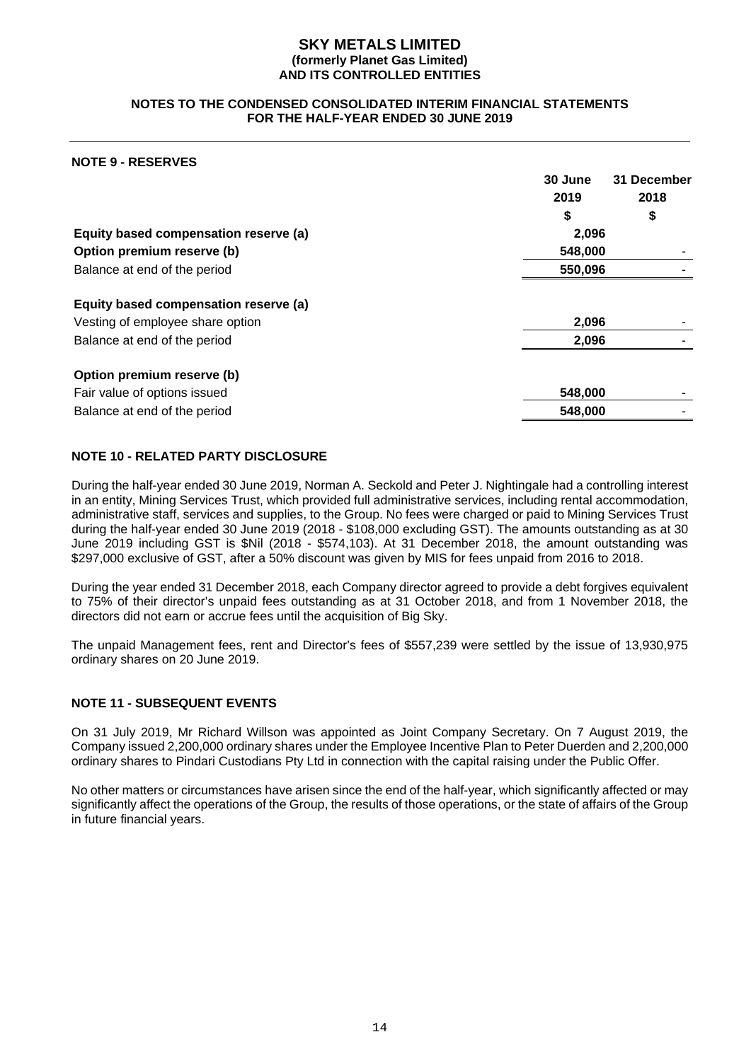# SKY METALS LIMITED
**(formerly Planet Gas Limited)**
**AND ITS CONTROLLED ENTITIES**

**NOTES TO THE CONDENSED CONSOLIDATED INTERIM FINANCIAL STATEMENTS FOR THE HALF-YEAR ENDED 30 JUNE 2019**

## NOTE 9 - RESERVES

| | 30 June 2019 | 31 December 2018 |
|---|---|---|
| | $ | $ |
| **Equity based compensation reserve (a)** | **2,096** | |
| **Option premium reserve (b)** | **548,000** | - |
| Balance at end of the period | **550,096** | - |
| | | |
| **Equity based compensation reserve (a)** | | |
| Vesting of employee share option | **2,096** | - |
| Balance at end of the period | **2,096** | - |
| | | |
| **Option premium reserve (b)** | | |
| Fair value of options issued | **548,000** | - |
| Balance at end of the period | **548,000** | - |

## NOTE 10 - RELATED PARTY DISCLOSURE

During the half-year ended 30 June 2019, Norman A. Seckold and Peter J. Nightingale had a controlling interest in an entity, Mining Services Trust, which provided full administrative services, including rental accommodation, administrative staff, services and supplies, to the Group. No fees were charged or paid to Mining Services Trust during the half-year ended 30 June 2019 (2018 - $108,000 excluding GST). The amounts outstanding as at 30 June 2019 including GST is $Nil (2018 - $574,103). At 31 December 2018, the amount outstanding was $297,000 exclusive of GST, after a 50% discount was given by MIS for fees unpaid from 2016 to 2018.

During the year ended 31 December 2018, each Company director agreed to provide a debt forgives equivalent to 75% of their director's unpaid fees outstanding as at 31 October 2018, and from 1 November 2018, the directors did not earn or accrue fees until the acquisition of Big Sky.

The unpaid Management fees, rent and Director's fees of $557,239 were settled by the issue of 13,930,975 ordinary shares on 20 June 2019.

## NOTE 11 - SUBSEQUENT EVENTS

On 31 July 2019, Mr Richard Willson was appointed as Joint Company Secretary. On 7 August 2019, the Company issued 2,200,000 ordinary shares under the Employee Incentive Plan to Peter Duerden and 2,200,000 ordinary shares to Pindari Custodians Pty Ltd in connection with the capital raising under the Public Offer.

No other matters or circumstances have arisen since the end of the half-year, which significantly affected or may significantly affect the operations of the Group, the results of those operations, or the state of affairs of the Group in future financial years.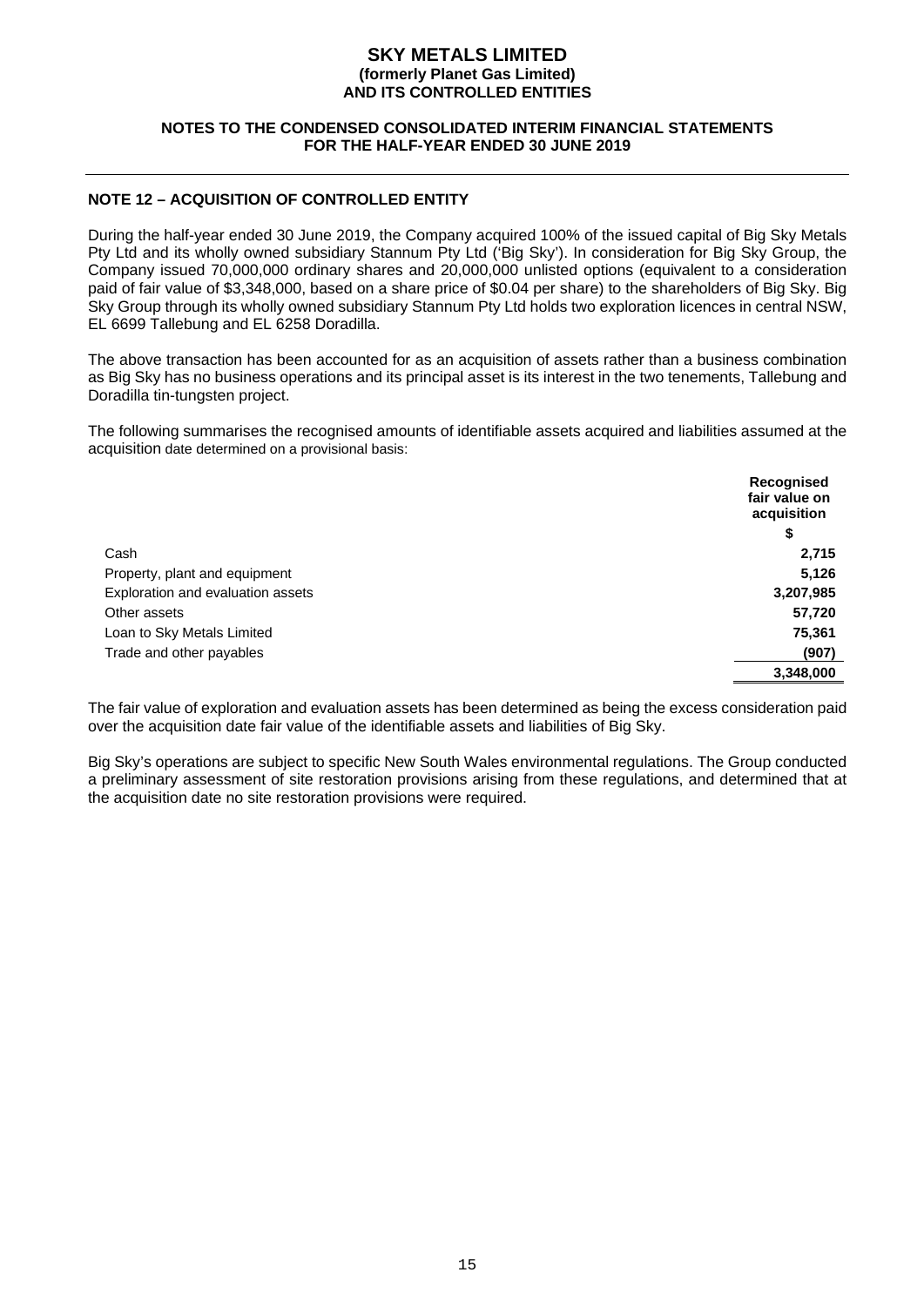## NOTE 12 – ACQUISITION OF CONTROLLED ENTITY

During the half-year ended 30 June 2019, the Company acquired 100% of the issued capital of Big Sky Metals Pty Ltd and its wholly owned subsidiary Stannum Pty Ltd ('Big Sky'). In consideration for Big Sky Group, the Company issued 70,000,000 ordinary shares and 20,000,000 unlisted options (equivalent to a consideration paid of fair value of $3,348,000, based on a share price of $0.04 per share) to the shareholders of Big Sky. Big Sky Group through its wholly owned subsidiary Stannum Pty Ltd holds two exploration licences in central NSW, EL 6699 Tallebung and EL 6258 Doradilla.

The above transaction has been accounted for as an acquisition of assets rather than a business combination as Big Sky has no business operations and its principal asset is its interest in the two tenements, Tallebung and Doradilla tin-tungsten project.

The following summarises the recognised amounts of identifiable assets acquired and liabilities assumed at the acquisition date determined on a provisional basis:

| | Recognised fair value on acquisition |
|---|---|
| | $ |
| Cash | 2,715 |
| Property, plant and equipment | 5,126 |
| Exploration and evaluation assets | 3,207,985 |
| Other assets | 57,720 |
| Loan to Sky Metals Limited | 75,361 |
| Trade and other payables | (907) |
| | 3,348,000 |

The fair value of exploration and evaluation assets has been determined as being the excess consideration paid over the acquisition date fair value of the identifiable assets and liabilities of Big Sky.

Big Sky's operations are subject to specific New South Wales environmental regulations. The Group conducted a preliminary assessment of site restoration provisions arising from these regulations, and determined that at the acquisition date no site restoration provisions were required.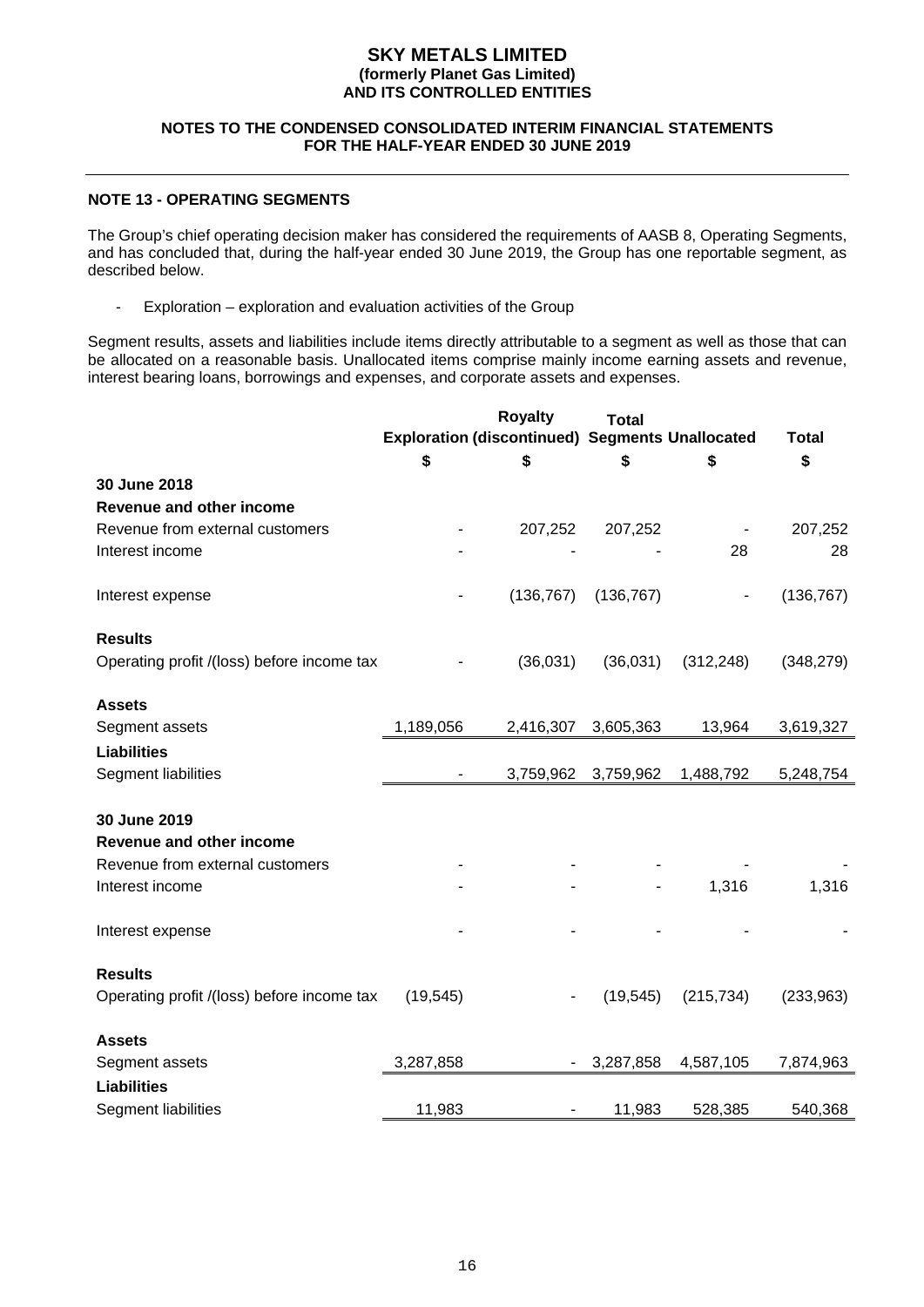## NOTE 13 - OPERATING SEGMENTS

The Group's chief operating decision maker has considered the requirements of AASB 8, Operating Segments, and has concluded that, during the half-year ended 30 June 2019, the Group has one reportable segment, as described below.

- Exploration – exploration and evaluation activities of the Group

Segment results, assets and liabilities include items directly attributable to a segment as well as those that can be allocated on a reasonable basis. Unallocated items comprise mainly income earning assets and revenue, interest bearing loans, borrowings and expenses, and corporate assets and expenses.

| | Exploration | Royalty (discontinued) | Total Segments | Unallocated | Total |
|---|---|---|---|---|---|
| | $ | $ | $ | $ | $ |
| **30 June 2018** | | | | | |
| **Revenue and other income** | | | | | |
| Revenue from external customers | - | 207,252 | 207,252 | - | 207,252 |
| Interest income | - | - | - | 28 | 28 |
| Interest expense | - | (136,767) | (136,767) | - | (136,767) |
| **Results** | | | | | |
| Operating profit /(loss) before income tax | - | (36,031) | (36,031) | (312,248) | (348,279) |
| **Assets** | | | | | |
| Segment assets | 1,189,056 | 2,416,307 | 3,605,363 | 13,964 | 3,619,327 |
| **Liabilities** | | | | | |
| Segment liabilities | - | 3,759,962 | 3,759,962 | 1,488,792 | 5,248,754 |
| **30 June 2019** | | | | | |
| **Revenue and other income** | | | | | |
| Revenue from external customers | - | - | - | - | - |
| Interest income | - | - | - | 1,316 | 1,316 |
| Interest expense | - | - | - | - | - |
| **Results** | | | | | |
| Operating profit /(loss) before income tax | (19,545) | - | (19,545) | (215,734) | (233,963) |
| **Assets** | | | | | |
| Segment assets | 3,287,858 | - | 3,287,858 | 4,587,105 | 7,874,963 |
| **Liabilities** | | | | | |
| Segment liabilities | 11,983 | - | 11,983 | 528,385 | 540,368 |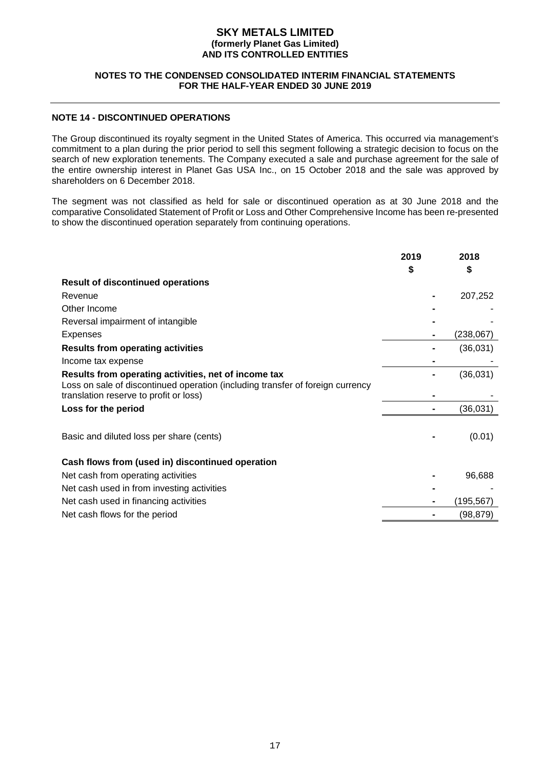# SKY METALS LIMITED
**(formerly Planet Gas Limited)**
**AND ITS CONTROLLED ENTITIES**

**NOTES TO THE CONDENSED CONSOLIDATED INTERIM FINANCIAL STATEMENTS FOR THE HALF-YEAR ENDED 30 JUNE 2019**

## NOTE 14 - DISCONTINUED OPERATIONS

The Group discontinued its royalty segment in the United States of America. This occurred via management's commitment to a plan during the prior period to sell this segment following a strategic decision to focus on the search of new exploration tenements. The Company executed a sale and purchase agreement for the sale of the entire ownership interest in Planet Gas USA Inc., on 15 October 2018 and the sale was approved by shareholders on 6 December 2018.

The segment was not classified as held for sale or discontinued operation as at 30 June 2018 and the comparative Consolidated Statement of Profit or Loss and Other Comprehensive Income has been re-presented to show the discontinued operation separately from continuing operations.

| | 2019 $ | 2018 $ |
|---|---|---|
| **Result of discontinued operations** | | |
| Revenue | - | 207,252 |
| Other Income | - | - |
| Reversal impairment of intangible | - | - |
| Expenses | - | (238,067) |
| **Results from operating activities** | - | (36,031) |
| Income tax expense | - | - |
| **Results from operating activities, net of income tax** | - | (36,031) |
| Loss on sale of discontinued operation (including transfer of foreign currency translation reserve to profit or loss) | - | - |
| **Loss for the period** | - | (36,031) |
| | | |
| Basic and diluted loss per share (cents) | - | (0.01) |
| | | |
| **Cash flows from (used in) discontinued operation** | | |
| Net cash from operating activities | - | 96,688 |
| Net cash used in from investing activities | - | - |
| Net cash used in financing activities | - | (195,567) |
| Net cash flows for the period | - | (98,879) |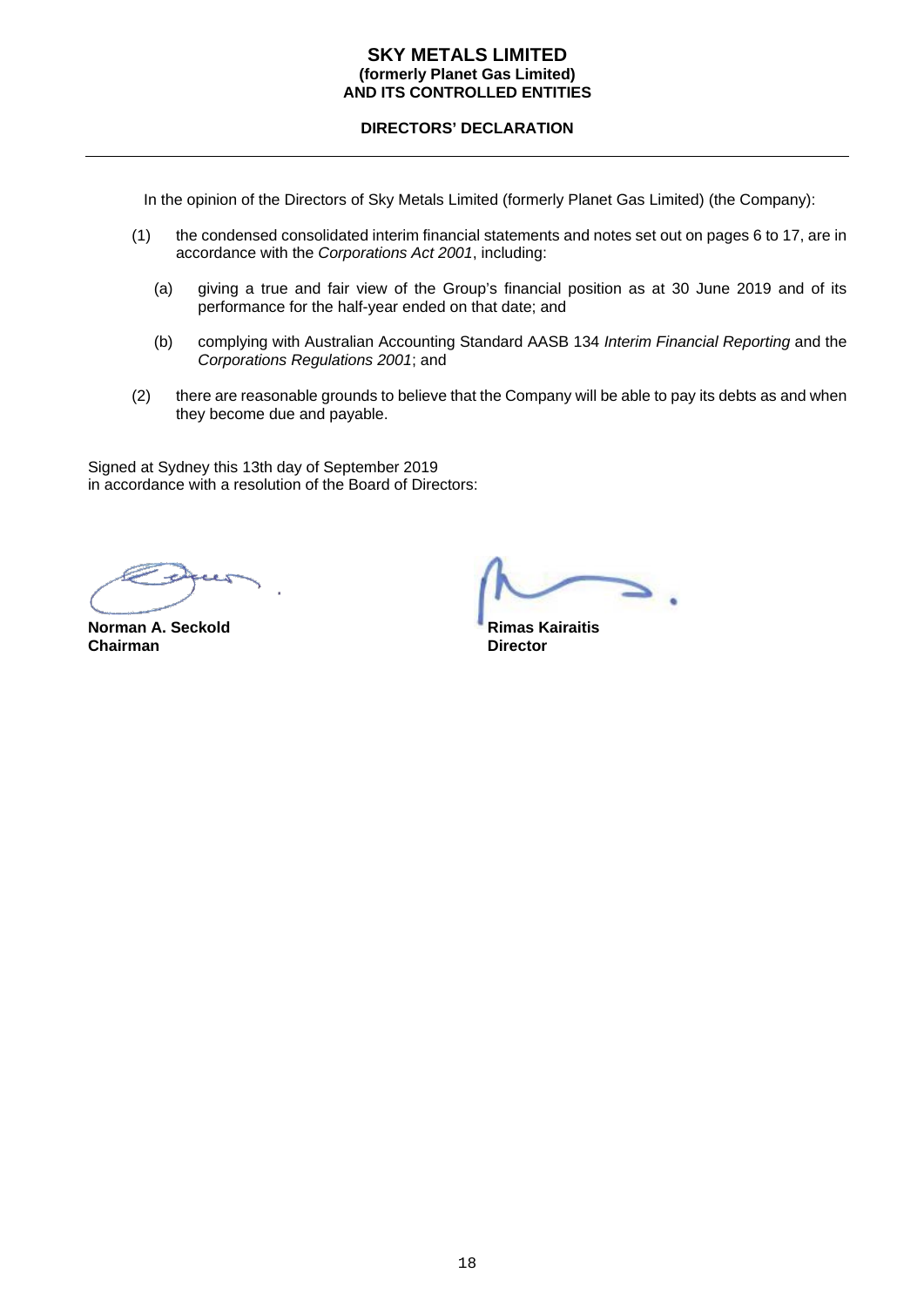**SKY METALS LIMITED**
**(formerly Planet Gas Limited)**
**AND ITS CONTROLLED ENTITIES**

## DIRECTORS' DECLARATION

In the opinion of the Directors of Sky Metals Limited (formerly Planet Gas Limited) (the Company):

(1) the condensed consolidated interim financial statements and notes set out on pages 6 to 17, are in accordance with the *Corporations Act 2001*, including:

  (a) giving a true and fair view of the Group's financial position as at 30 June 2019 and of its performance for the half-year ended on that date; and

  (b) complying with Australian Accounting Standard AASB 134 *Interim Financial Reporting* and the *Corporations Regulations 2001*; and

(2) there are reasonable grounds to believe that the Company will be able to pay its debts as and when they become due and payable.

Signed at Sydney this 13th day of September 2019
in accordance with a resolution of the Board of Directors:

**Norman A. Seckold**
**Chairman**

**Rimas Kairaitis**
**Director**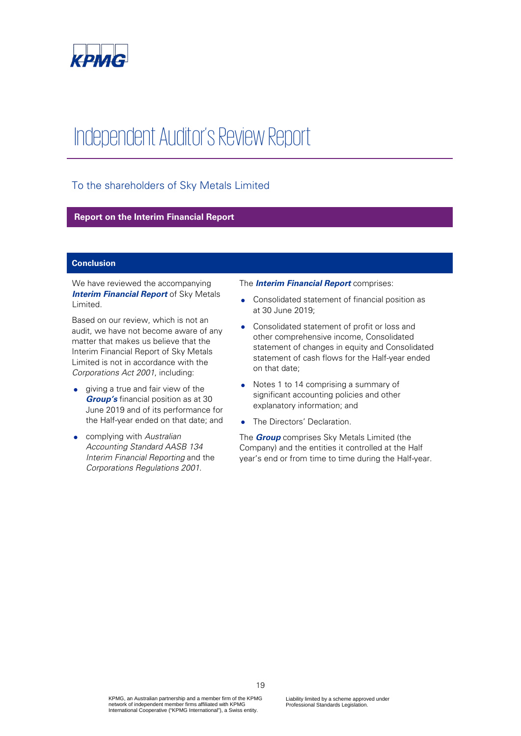# Independent Auditor's Review Report

## To the shareholders of Sky Metals Limited

## Report on the Interim Financial Report

### Conclusion

We have reviewed the accompanying ***Interim Financial Report*** of Sky Metals Limited.

Based on our review, which is not an audit, we have not become aware of any matter that makes us believe that the Interim Financial Report of Sky Metals Limited is not in accordance with the *Corporations Act 2001*, including:

- giving a true and fair view of the ***Group's*** financial position as at 30 June 2019 and of its performance for the Half-year ended on that date; and
- complying with *Australian Accounting Standard AASB 134 Interim Financial Reporting* and the *Corporations Regulations 2001*.

The ***Interim Financial Report*** comprises:

- Consolidated statement of financial position as at 30 June 2019;
- Consolidated statement of profit or loss and other comprehensive income, Consolidated statement of changes in equity and Consolidated statement of cash flows for the Half-year ended on that date;
- Notes 1 to 14 comprising a summary of significant accounting policies and other explanatory information; and
- The Directors' Declaration.

The ***Group*** comprises Sky Metals Limited (the Company) and the entities it controlled at the Half year's end or from time to time during the Half-year.

KPMG, an Australian partnership and a member firm of the KPMG network of independent member firms affiliated with KPMG International Cooperative ("KPMG International"), a Swiss entity.

Liability limited by a scheme approved under Professional Standards Legislation.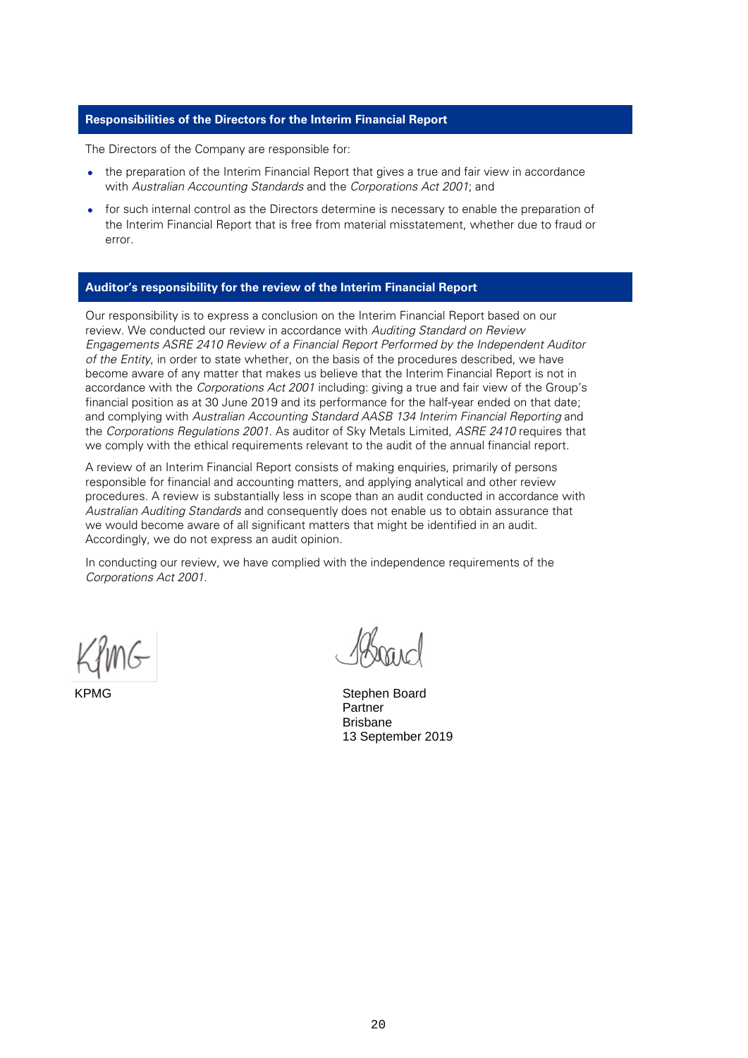## Responsibilities of the Directors for the Interim Financial Report

The Directors of the Company are responsible for:

- the preparation of the Interim Financial Report that gives a true and fair view in accordance with *Australian Accounting Standards* and the *Corporations Act 2001*; and
- for such internal control as the Directors determine is necessary to enable the preparation of the Interim Financial Report that is free from material misstatement, whether due to fraud or error.

## Auditor's responsibility for the review of the Interim Financial Report

Our responsibility is to express a conclusion on the Interim Financial Report based on our review. We conducted our review in accordance with *Auditing Standard on Review Engagements ASRE 2410 Review of a Financial Report Performed by the Independent Auditor of the Entity*, in order to state whether, on the basis of the procedures described, we have become aware of any matter that makes us believe that the Interim Financial Report is not in accordance with the *Corporations Act 2001* including: giving a true and fair view of the Group's financial position as at 30 June 2019 and its performance for the half-year ended on that date; and complying with *Australian Accounting Standard AASB 134 Interim Financial Reporting* and the *Corporations Regulations 2001*. As auditor of Sky Metals Limited, *ASRE 2410* requires that we comply with the ethical requirements relevant to the audit of the annual financial report.

A review of an Interim Financial Report consists of making enquiries, primarily of persons responsible for financial and accounting matters, and applying analytical and other review procedures. A review is substantially less in scope than an audit conducted in accordance with *Australian Auditing Standards* and consequently does not enable us to obtain assurance that we would become aware of all significant matters that might be identified in an audit. Accordingly, we do not express an audit opinion.

In conducting our review, we have complied with the independence requirements of the *Corporations Act 2001*.

KPMG

Stephen Board
Partner
Brisbane
13 September 2019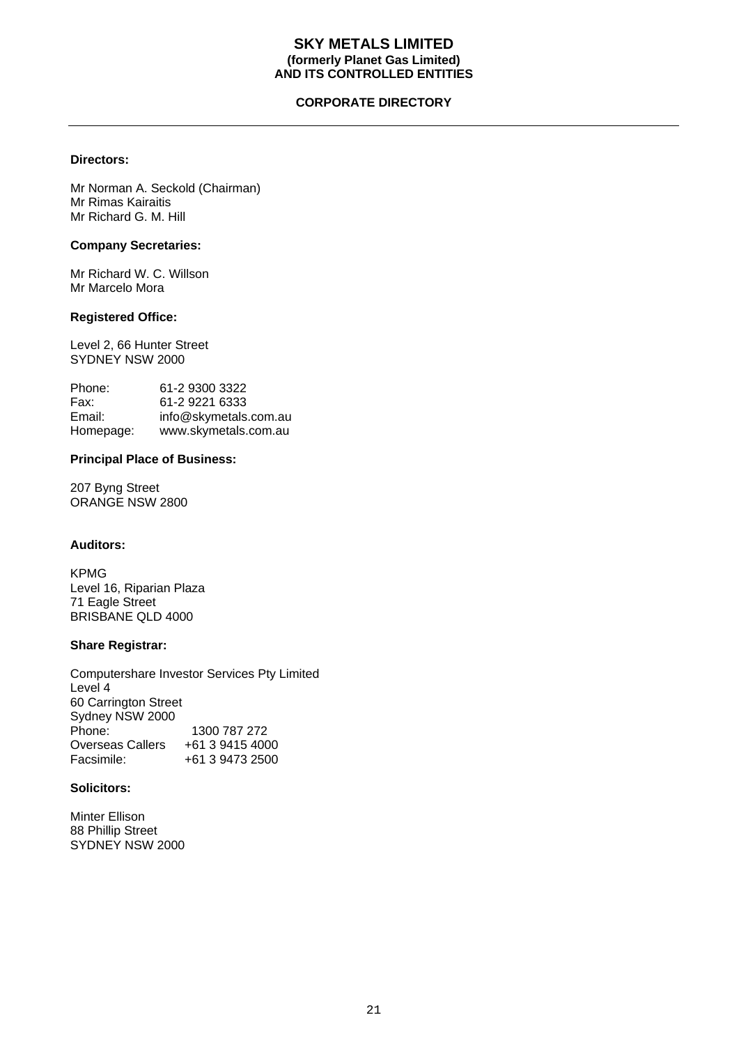# SKY METALS LIMITED

**(formerly Planet Gas Limited)**
**AND ITS CONTROLLED ENTITIES**

## CORPORATE DIRECTORY

**Directors:**

Mr Norman A. Seckold (Chairman)
Mr Rimas Kairaitis
Mr Richard G. M. Hill

**Company Secretaries:**

Mr Richard W. C. Willson
Mr Marcelo Mora

**Registered Office:**

Level 2, 66 Hunter Street
SYDNEY NSW 2000

| | |
|---|---|
| Phone: | 61-2 9300 3322 |
| Fax: | 61-2 9221 6333 |
| Email: | info@skymetals.com.au |
| Homepage: | www.skymetals.com.au |

**Principal Place of Business:**

207 Byng Street
ORANGE NSW 2800

**Auditors:**

KPMG
Level 16, Riparian Plaza
71 Eagle Street
BRISBANE QLD 4000

**Share Registrar:**

Computershare Investor Services Pty Limited
Level 4
60 Carrington Street
Sydney NSW 2000

| | |
|---|---|
| Phone: | 1300 787 272 |
| Overseas Callers | +61 3 9415 4000 |
| Facsimile: | +61 3 9473 2500 |

**Solicitors:**

Minter Ellison
88 Phillip Street
SYDNEY NSW 2000